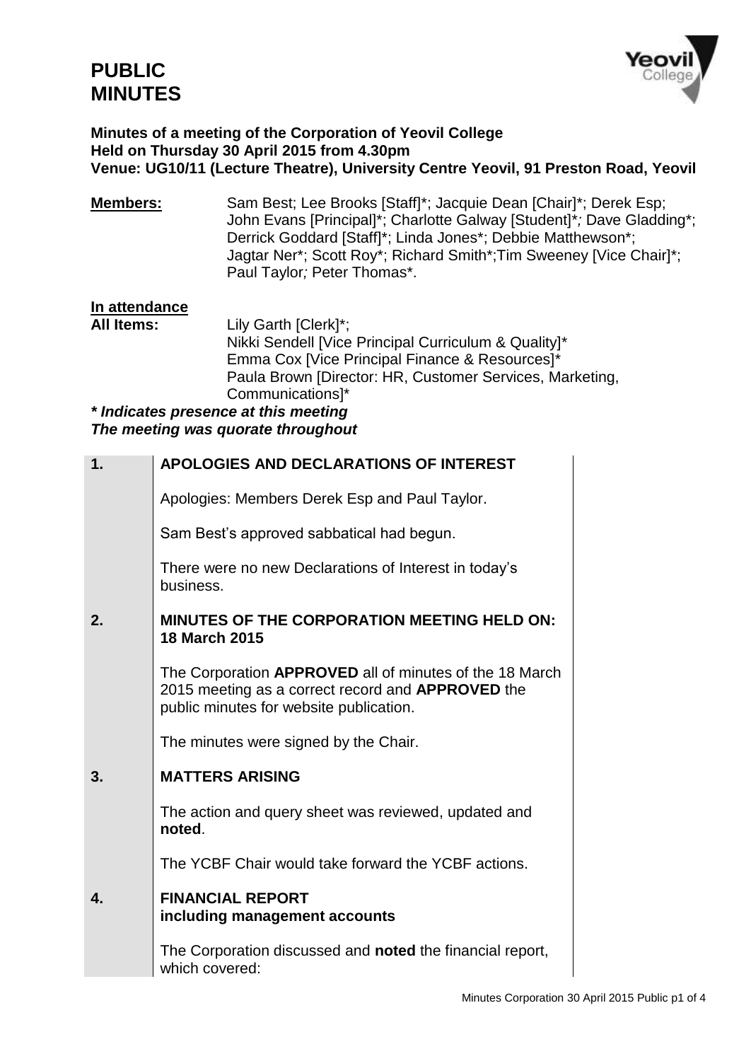# PUBLIC MINUTES

**Minutes of a meeting of the Corporation of Yeovil College**
**Held on Thursday 30 April 2015 from 4.30pm**
**Venue: UG10/11 (Lecture Theatre), University Centre Yeovil, 91 Preston Road, Yeovil**

**Members:** Sam Best; Lee Brooks [Staff]*; Jacquie Dean [Chair]*; Derek Esp; John Evans [Principal]*; Charlotte Galway [Student]*; Dave Gladding*; Derrick Goddard [Staff]*; Linda Jones*; Debbie Matthewson*; Jagtar Ner*; Scott Roy*; Richard Smith*; Tim Sweeney [Vice Chair]*; Paul Taylor; Peter Thomas*.

**In attendance**

**All Items:** Lily Garth [Clerk]*; Nikki Sendell [Vice Principal Curriculum & Quality]* Emma Cox [Vice Principal Finance & Resources]* Paula Brown [Director: HR, Customer Services, Marketing, Communications]*

***\* Indicates presence at this meeting***
***The meeting was quorate throughout***

## 1. APOLOGIES AND DECLARATIONS OF INTEREST

Apologies: Members Derek Esp and Paul Taylor.

Sam Best's approved sabbatical had begun.

There were no new Declarations of Interest in today's business.

## 2. MINUTES OF THE CORPORATION MEETING HELD ON: 18 March 2015

The Corporation **APPROVED** all of minutes of the 18 March 2015 meeting as a correct record and **APPROVED** the public minutes for website publication.

The minutes were signed by the Chair.

## 3. MATTERS ARISING

The action and query sheet was reviewed, updated and **noted**.

The YCBF Chair would take forward the YCBF actions.

## 4. FINANCIAL REPORT including management accounts

The Corporation discussed and **noted** the financial report, which covered: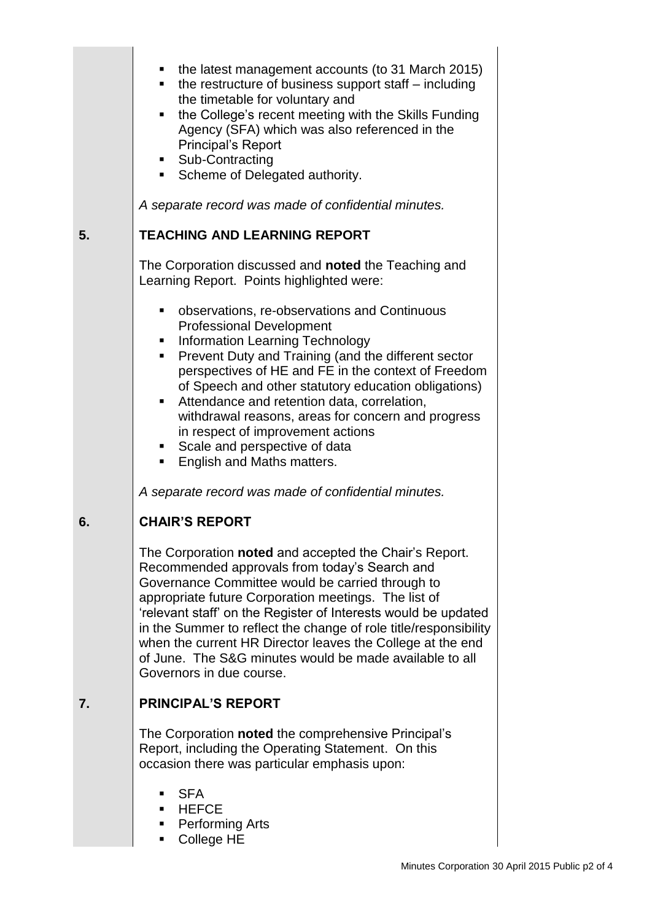- the latest management accounts (to 31 March 2015)
- the restructure of business support staff – including the timetable for voluntary and
- the College's recent meeting with the Skills Funding Agency (SFA) which was also referenced in the Principal's Report
- Sub-Contracting
- Scheme of Delegated authority.

*A separate record was made of confidential minutes.*

## 5. TEACHING AND LEARNING REPORT

The Corporation discussed and **noted** the Teaching and Learning Report. Points highlighted were:

- observations, re-observations and Continuous Professional Development
- Information Learning Technology
- Prevent Duty and Training (and the different sector perspectives of HE and FE in the context of Freedom of Speech and other statutory education obligations)
- Attendance and retention data, correlation, withdrawal reasons, areas for concern and progress in respect of improvement actions
- Scale and perspective of data
- English and Maths matters.

*A separate record was made of confidential minutes.*

## 6. CHAIR'S REPORT

The Corporation **noted** and accepted the Chair's Report. Recommended approvals from today's Search and Governance Committee would be carried through to appropriate future Corporation meetings. The list of 'relevant staff' on the Register of Interests would be updated in the Summer to reflect the change of role title/responsibility when the current HR Director leaves the College at the end of June. The S&G minutes would be made available to all Governors in due course.

## 7. PRINCIPAL'S REPORT

The Corporation **noted** the comprehensive Principal's Report, including the Operating Statement. On this occasion there was particular emphasis upon:

- SFA
- HEFCE
- Performing Arts
- College HE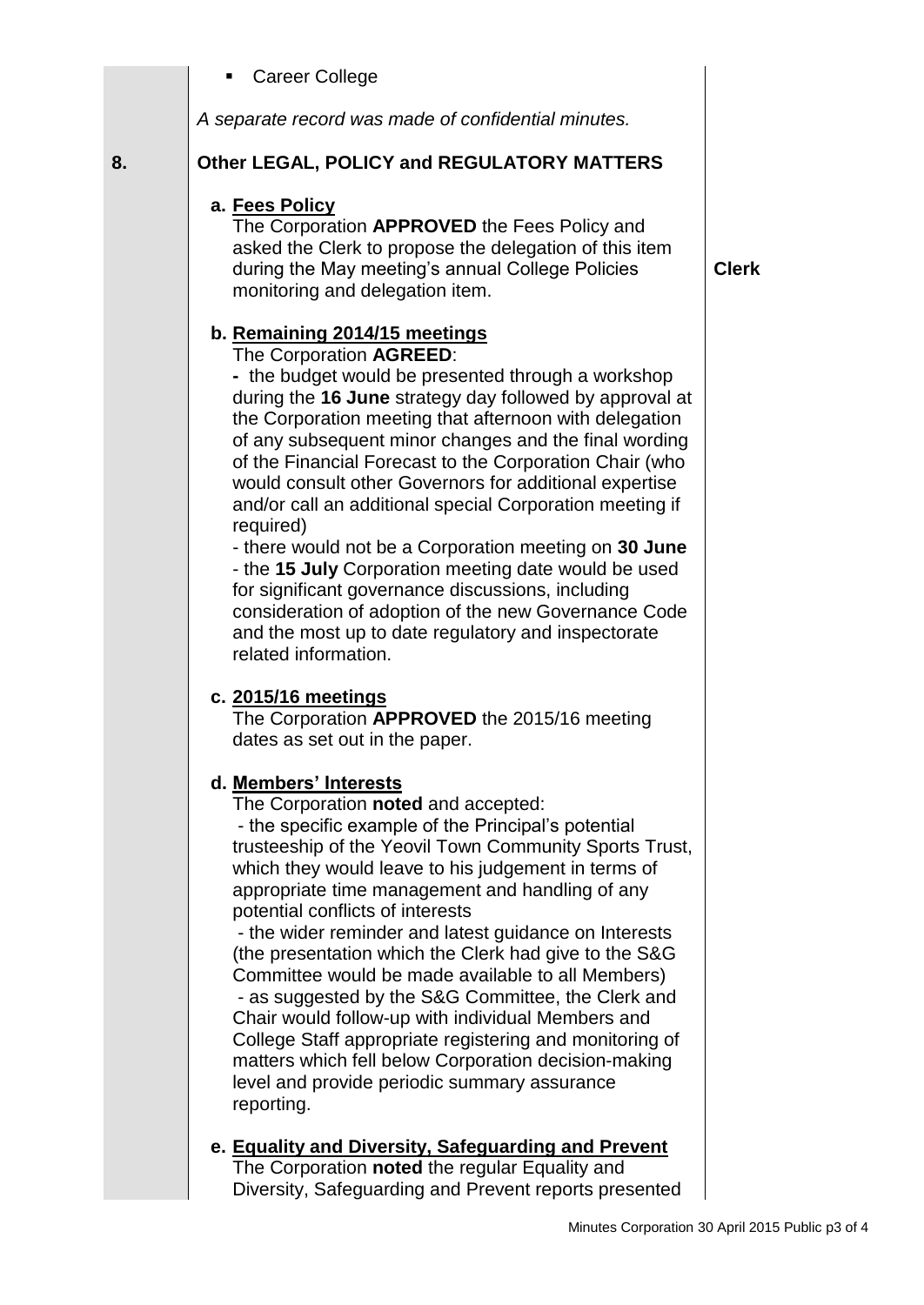- Career College

*A separate record was made of confidential minutes.*

**8. Other LEGAL, POLICY and REGULATORY MATTERS**

**a. Fees Policy**

The Corporation **APPROVED** the Fees Policy and asked the Clerk to propose the delegation of this item during the May meeting's annual College Policies monitoring and delegation item. — **Clerk**

**b. Remaining 2014/15 meetings**

The Corporation **AGREED**:

- the budget would be presented through a workshop during the **16 June** strategy day followed by approval at the Corporation meeting that afternoon with delegation of any subsequent minor changes and the final wording of the Financial Forecast to the Corporation Chair (who would consult other Governors for additional expertise and/or call an additional special Corporation meeting if required)
- there would not be a Corporation meeting on **30 June**
- the **15 July** Corporation meeting date would be used for significant governance discussions, including consideration of adoption of the new Governance Code and the most up to date regulatory and inspectorate related information.

**c. 2015/16 meetings**

The Corporation **APPROVED** the 2015/16 meeting dates as set out in the paper.

**d. Members' Interests**

The Corporation **noted** and accepted:

- the specific example of the Principal's potential trusteeship of the Yeovil Town Community Sports Trust, which they would leave to his judgement in terms of appropriate time management and handling of any potential conflicts of interests
- the wider reminder and latest guidance on Interests (the presentation which the Clerk had give to the S&G Committee would be made available to all Members)
- as suggested by the S&G Committee, the Clerk and Chair would follow-up with individual Members and College Staff appropriate registering and monitoring of matters which fell below Corporation decision-making level and provide periodic summary assurance reporting.

**e. Equality and Diversity, Safeguarding and Prevent**

The Corporation **noted** the regular Equality and Diversity, Safeguarding and Prevent reports presented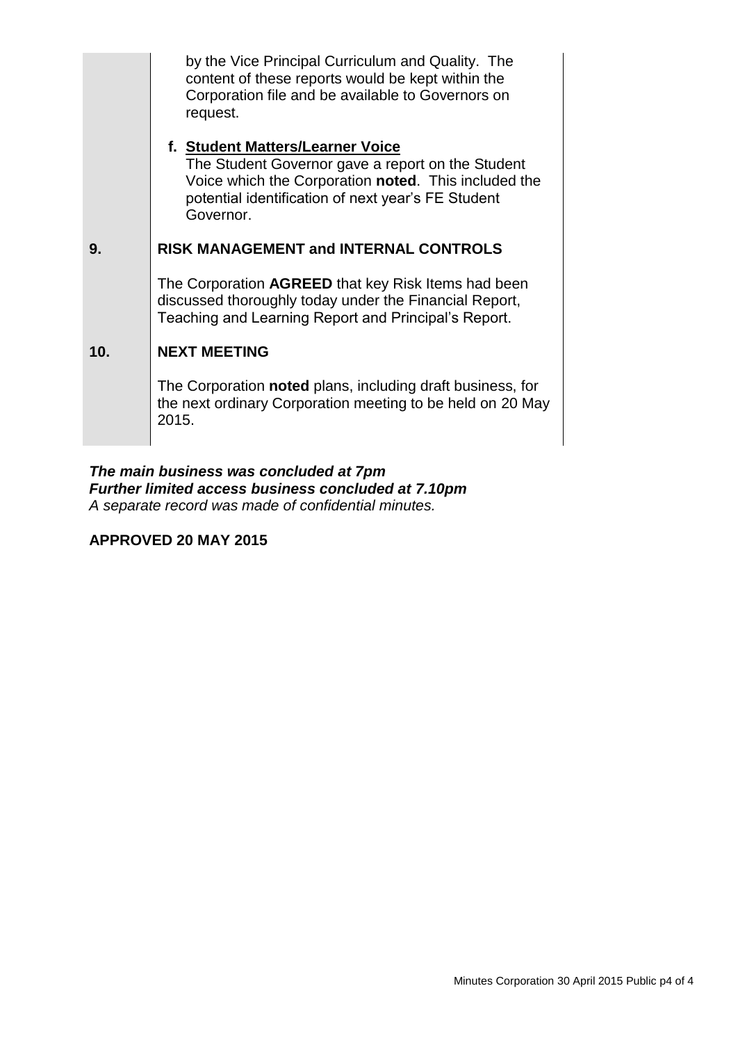by the Vice Principal Curriculum and Quality. The content of these reports would be kept within the Corporation file and be available to Governors on request.

**f. Student Matters/Learner Voice**

The Student Governor gave a report on the Student Voice which the Corporation **noted**. This included the potential identification of next year's FE Student Governor.

## 9. RISK MANAGEMENT and INTERNAL CONTROLS

The Corporation **AGREED** that key Risk Items had been discussed thoroughly today under the Financial Report, Teaching and Learning Report and Principal's Report.

## 10. NEXT MEETING

The Corporation **noted** plans, including draft business, for the next ordinary Corporation meeting to be held on 20 May 2015.

***The main business was concluded at 7pm***
***Further limited access business concluded at 7.10pm***
*A separate record was made of confidential minutes.*

**APPROVED 20 MAY 2015**